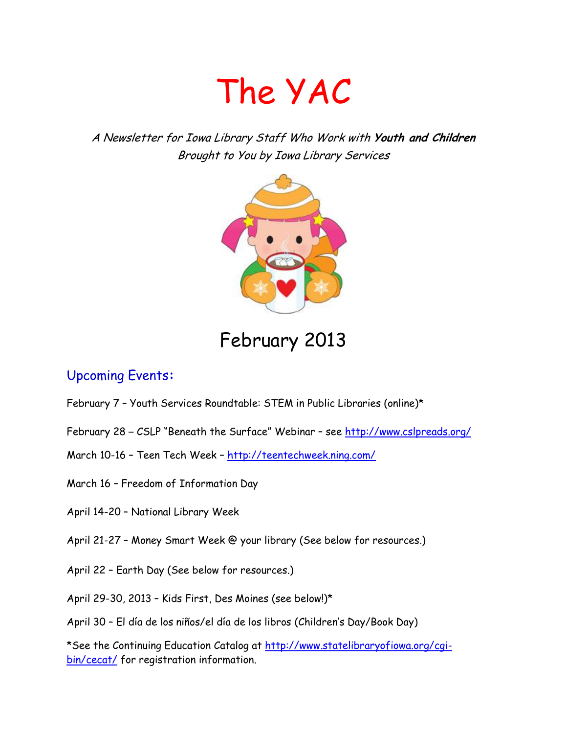# The YAC

*A Newsletter for Iowa Library Staff Who Work with **Youth and Children***
*Brought to You by Iowa Library Services*

## February 2013

### Upcoming Events:

February 7 – Youth Services Roundtable: STEM in Public Libraries (online)*

February 28 – CSLP "Beneath the Surface" Webinar – see http://www.cslpreads.org/

March 10-16 – Teen Tech Week – http://teentechweek.ning.com/

March 16 – Freedom of Information Day

April 14-20 – National Library Week

April 21-27 – Money Smart Week @ your library (See below for resources.)

April 22 – Earth Day (See below for resources.)

April 29-30, 2013 – Kids First, Des Moines (see below!)*

April 30 – El día de los niños/el día de los libros (Children's Day/Book Day)

*See the Continuing Education Catalog at http://www.statelibraryofiowa.org/cgi-bin/cecat/ for registration information.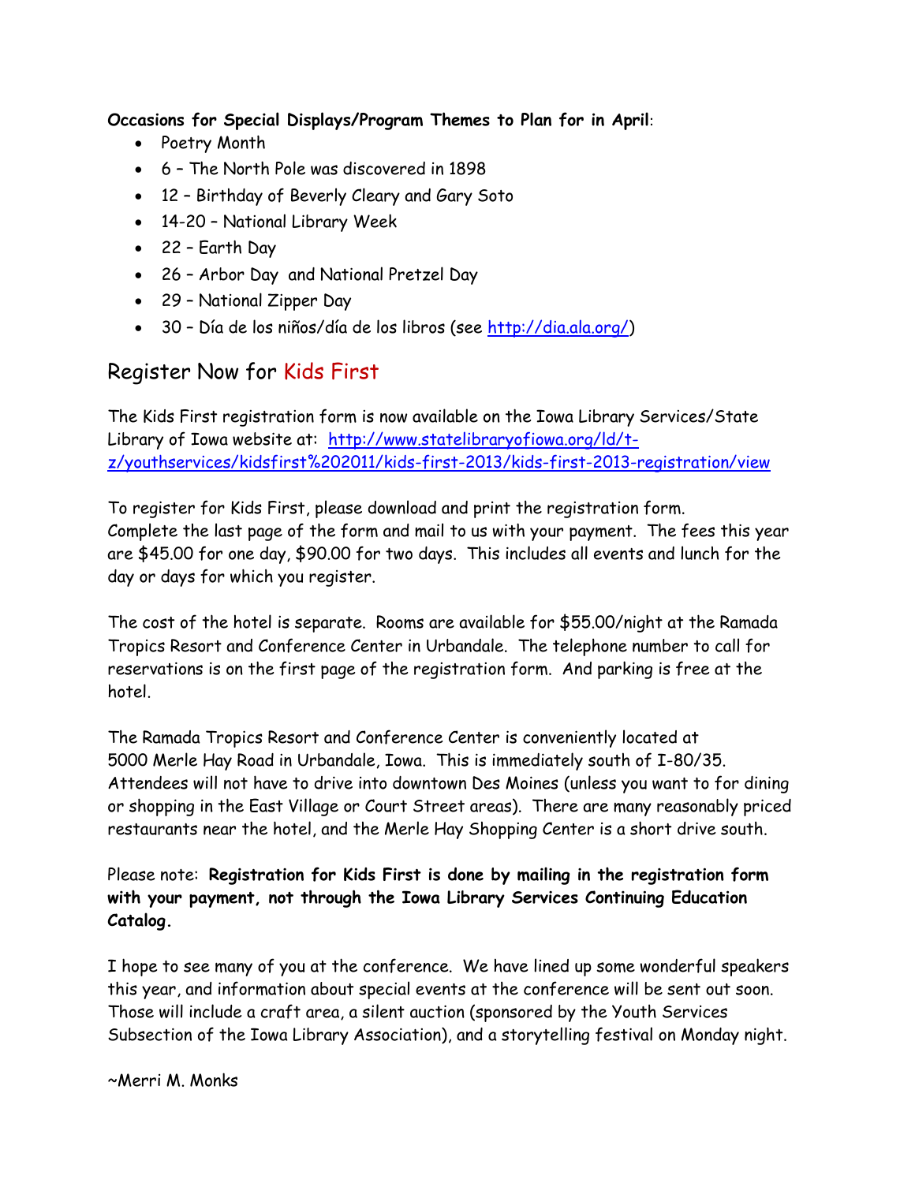**Occasions for Special Displays/Program Themes to Plan for in April**:

- Poetry Month
- 6 – The North Pole was discovered in 1898
- 12 – Birthday of Beverly Cleary and Gary Soto
- 14-20 – National Library Week
- 22 – Earth Day
- 26 – Arbor Day and National Pretzel Day
- 29 – National Zipper Day
- 30 – Día de los niños/día de los libros (see http://dia.ala.org/)

## Register Now for Kids First

The Kids First registration form is now available on the Iowa Library Services/State Library of Iowa website at: http://www.statelibraryofiowa.org/ld/t-z/youthservices/kidsfirst%202011/kids-first-2013/kids-first-2013-registration/view

To register for Kids First, please download and print the registration form. Complete the last page of the form and mail to us with your payment. The fees this year are $45.00 for one day, $90.00 for two days. This includes all events and lunch for the day or days for which you register.

The cost of the hotel is separate. Rooms are available for $55.00/night at the Ramada Tropics Resort and Conference Center in Urbandale. The telephone number to call for reservations is on the first page of the registration form. And parking is free at the hotel.

The Ramada Tropics Resort and Conference Center is conveniently located at 5000 Merle Hay Road in Urbandale, Iowa. This is immediately south of I-80/35. Attendees will not have to drive into downtown Des Moines (unless you want to for dining or shopping in the East Village or Court Street areas). There are many reasonably priced restaurants near the hotel, and the Merle Hay Shopping Center is a short drive south.

Please note: **Registration for Kids First is done by mailing in the registration form with your payment, not through the Iowa Library Services Continuing Education Catalog.**

I hope to see many of you at the conference. We have lined up some wonderful speakers this year, and information about special events at the conference will be sent out soon. Those will include a craft area, a silent auction (sponsored by the Youth Services Subsection of the Iowa Library Association), and a storytelling festival on Monday night.

~Merri M. Monks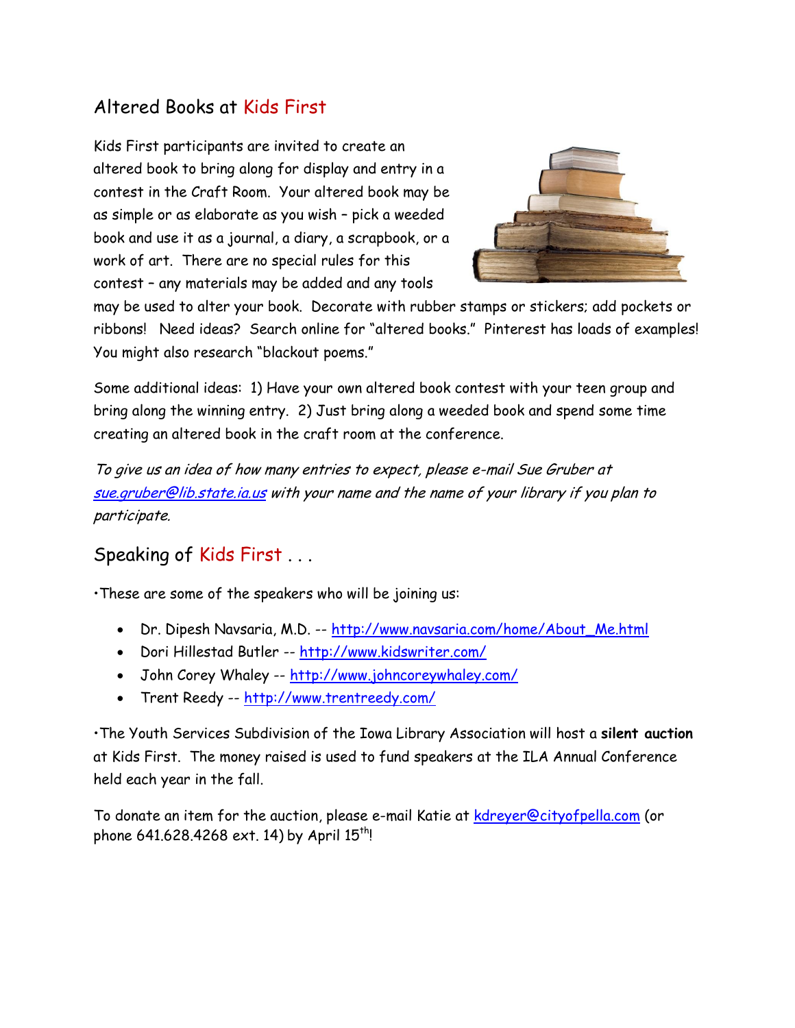## Altered Books at Kids First

Kids First participants are invited to create an altered book to bring along for display and entry in a contest in the Craft Room. Your altered book may be as simple or as elaborate as you wish – pick a weeded book and use it as a journal, a diary, a scrapbook, or a work of art. There are no special rules for this contest – any materials may be added and any tools may be used to alter your book. Decorate with rubber stamps or stickers; add pockets or ribbons! Need ideas? Search online for "altered books." Pinterest has loads of examples! You might also research "blackout poems."

Some additional ideas: 1) Have your own altered book contest with your teen group and bring along the winning entry. 2) Just bring along a weeded book and spend some time creating an altered book in the craft room at the conference.

*To give us an idea of how many entries to expect, please e-mail Sue Gruber at [sue.gruber@lib.state.ia.us](mailto:sue.gruber@lib.state.ia.us) with your name and the name of your library if you plan to participate.*

## Speaking of Kids First . . .

•These are some of the speakers who will be joining us:

- Dr. Dipesh Navsaria, M.D. -- http://www.navsaria.com/home/About_Me.html
- Dori Hillestad Butler -- http://www.kidswriter.com/
- John Corey Whaley -- http://www.johncoreywhaley.com/
- Trent Reedy -- http://www.trentreedy.com/

•The Youth Services Subdivision of the Iowa Library Association will host a **silent auction** at Kids First. The money raised is used to fund speakers at the ILA Annual Conference held each year in the fall.

To donate an item for the auction, please e-mail Katie at [kdreyer@cityofpella.com](mailto:kdreyer@cityofpella.com) (or phone 641.628.4268 ext. 14) by April 15th!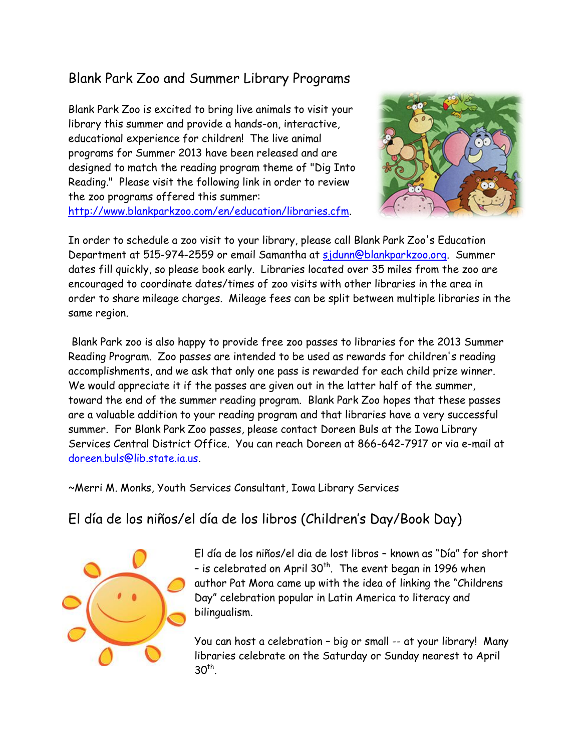## Blank Park Zoo and Summer Library Programs

Blank Park Zoo is excited to bring live animals to visit your library this summer and provide a hands-on, interactive, educational experience for children! The live animal programs for Summer 2013 have been released and are designed to match the reading program theme of "Dig Into Reading." Please visit the following link in order to review the zoo programs offered this summer: http://www.blankparkzoo.com/en/education/libraries.cfm.

In order to schedule a zoo visit to your library, please call Blank Park Zoo's Education Department at 515-974-2559 or email Samantha at sjdunn@blankparkzoo.org. Summer dates fill quickly, so please book early. Libraries located over 35 miles from the zoo are encouraged to coordinate dates/times of zoo visits with other libraries in the area in order to share mileage charges. Mileage fees can be split between multiple libraries in the same region.

Blank Park zoo is also happy to provide free zoo passes to libraries for the 2013 Summer Reading Program. Zoo passes are intended to be used as rewards for children's reading accomplishments, and we ask that only one pass is rewarded for each child prize winner. We would appreciate it if the passes are given out in the latter half of the summer, toward the end of the summer reading program. Blank Park Zoo hopes that these passes are a valuable addition to your reading program and that libraries have a very successful summer. For Blank Park Zoo passes, please contact Doreen Buls at the Iowa Library Services Central District Office. You can reach Doreen at 866-642-7917 or via e-mail at doreen.buls@lib.state.ia.us.

~Merri M. Monks, Youth Services Consultant, Iowa Library Services

## El día de los niños/el día de los libros (Children's Day/Book Day)

El día de los niños/el dia de lost libros – known as "Día" for short – is celebrated on April 30th. The event began in 1996 when author Pat Mora came up with the idea of linking the "Childrens Day" celebration popular in Latin America to literacy and bilingualism.

You can host a celebration – big or small -- at your library! Many libraries celebrate on the Saturday or Sunday nearest to April 30th.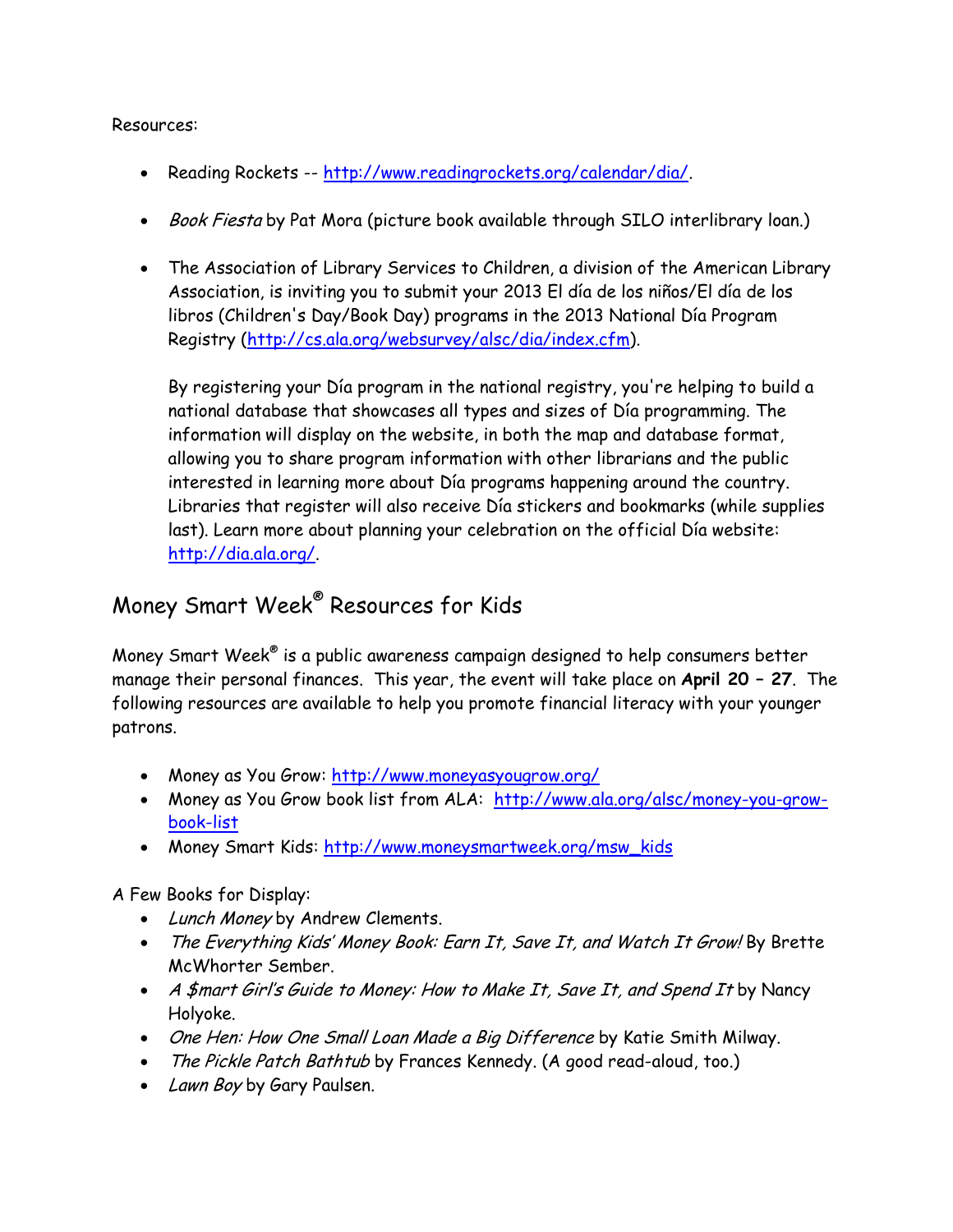Resources:

- Reading Rockets -- http://www.readingrockets.org/calendar/dia/.
- *Book Fiesta* by Pat Mora (picture book available through SILO interlibrary loan.)
- The Association of Library Services to Children, a division of the American Library Association, is inviting you to submit your 2013 El día de los niños/El día de los libros (Children's Day/Book Day) programs in the 2013 National Día Program Registry (http://cs.ala.org/websurvey/alsc/dia/index.cfm).

  By registering your Día program in the national registry, you're helping to build a national database that showcases all types and sizes of Día programming. The information will display on the website, in both the map and database format, allowing you to share program information with other librarians and the public interested in learning more about Día programs happening around the country. Libraries that register will also receive Día stickers and bookmarks (while supplies last). Learn more about planning your celebration on the official Día website: http://dia.ala.org/.

## Money Smart Week® Resources for Kids

Money Smart Week® is a public awareness campaign designed to help consumers better manage their personal finances. This year, the event will take place on **April 20 – 27**. The following resources are available to help you promote financial literacy with your younger patrons.

- Money as You Grow: http://www.moneyasyougrow.org/
- Money as You Grow book list from ALA: http://www.ala.org/alsc/money-you-grow-book-list
- Money Smart Kids: http://www.moneysmartweek.org/msw_kids

A Few Books for Display:

- *Lunch Money* by Andrew Clements.
- *The Everything Kids' Money Book: Earn It, Save It, and Watch It Grow!* By Brette McWhorter Sember.
- *A $mart Girl's Guide to Money: How to Make It, Save It, and Spend It* by Nancy Holyoke.
- *One Hen: How One Small Loan Made a Big Difference* by Katie Smith Milway.
- *The Pickle Patch Bathtub* by Frances Kennedy. (A good read-aloud, too.)
- *Lawn Boy* by Gary Paulsen.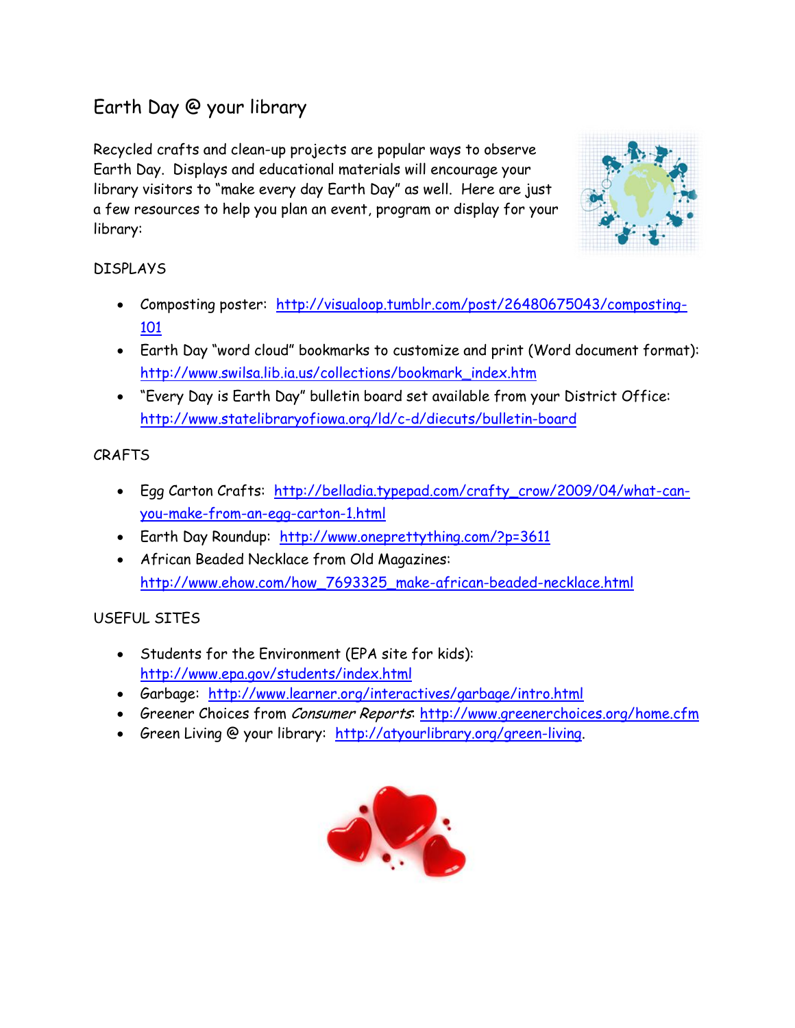# Earth Day @ your library

Recycled crafts and clean-up projects are popular ways to observe Earth Day. Displays and educational materials will encourage your library visitors to "make every day Earth Day" as well. Here are just a few resources to help you plan an event, program or display for your library:

## DISPLAYS

- Composting poster: http://visualoop.tumblr.com/post/26480675043/composting-101
- Earth Day "word cloud" bookmarks to customize and print (Word document format): http://www.swilsa.lib.ia.us/collections/bookmark_index.htm
- "Every Day is Earth Day" bulletin board set available from your District Office: http://www.statelibraryofiowa.org/ld/c-d/diecuts/bulletin-board

## CRAFTS

- Egg Carton Crafts: http://belladia.typepad.com/crafty_crow/2009/04/what-can-you-make-from-an-egg-carton-1.html
- Earth Day Roundup: http://www.oneprettything.com/?p=3611
- African Beaded Necklace from Old Magazines: http://www.ehow.com/how_7693325_make-african-beaded-necklace.html

## USEFUL SITES

- Students for the Environment (EPA site for kids): http://www.epa.gov/students/index.html
- Garbage: http://www.learner.org/interactives/garbage/intro.html
- Greener Choices from *Consumer Reports*: http://www.greenerchoices.org/home.cfm
- Green Living @ your library: http://atyourlibrary.org/green-living.